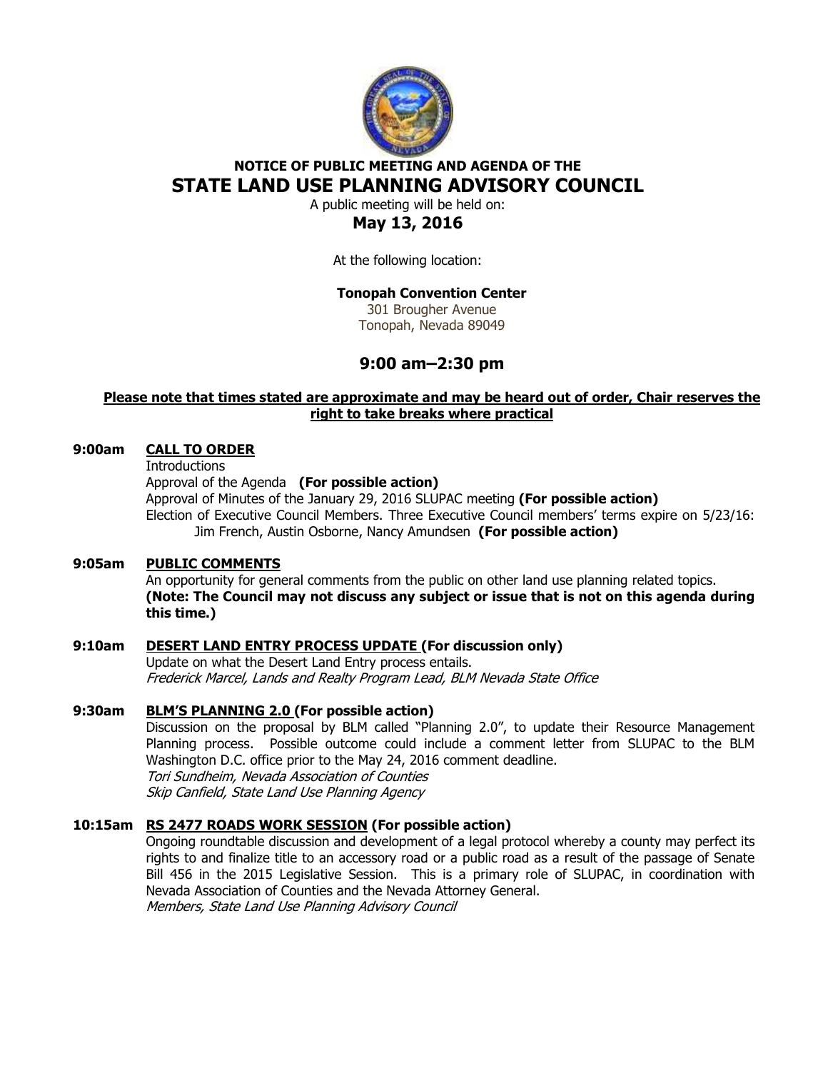**NOTICE OF PUBLIC MEETING AND AGENDA OF THE**

# STATE LAND USE PLANNING ADVISORY COUNCIL

A public meeting will be held on:

## May 13, 2016

At the following location:

**Tonopah Convention Center**
301 Brougher Avenue
Tonopah, Nevada 89049

## 9:00 am–2:30 pm

**Please note that times stated are approximate and may be heard out of order, Chair reserves the right to take breaks where practical**

**9:00am** **CALL TO ORDER**

Introductions

Approval of the Agenda **(For possible action)**

Approval of Minutes of the January 29, 2016 SLUPAC meeting **(For possible action)**

Election of Executive Council Members. Three Executive Council members' terms expire on 5/23/16: Jim French, Austin Osborne, Nancy Amundsen **(For possible action)**

**9:05am** **PUBLIC COMMENTS**

An opportunity for general comments from the public on other land use planning related topics. **(Note: The Council may not discuss any subject or issue that is not on this agenda during this time.)**

**9:10am** **DESERT LAND ENTRY PROCESS UPDATE (For discussion only)**

Update on what the Desert Land Entry process entails.
*Frederick Marcel, Lands and Realty Program Lead, BLM Nevada State Office*

**9:30am** **BLM'S PLANNING 2.0 (For possible action)**

Discussion on the proposal by BLM called "Planning 2.0", to update their Resource Management Planning process. Possible outcome could include a comment letter from SLUPAC to the BLM Washington D.C. office prior to the May 24, 2016 comment deadline.
*Tori Sundheim, Nevada Association of Counties*
*Skip Canfield, State Land Use Planning Agency*

**10:15am** **RS 2477 ROADS WORK SESSION (For possible action)**

Ongoing roundtable discussion and development of a legal protocol whereby a county may perfect its rights to and finalize title to an accessory road or a public road as a result of the passage of Senate Bill 456 in the 2015 Legislative Session. This is a primary role of SLUPAC, in coordination with Nevada Association of Counties and the Nevada Attorney General.
*Members, State Land Use Planning Advisory Council*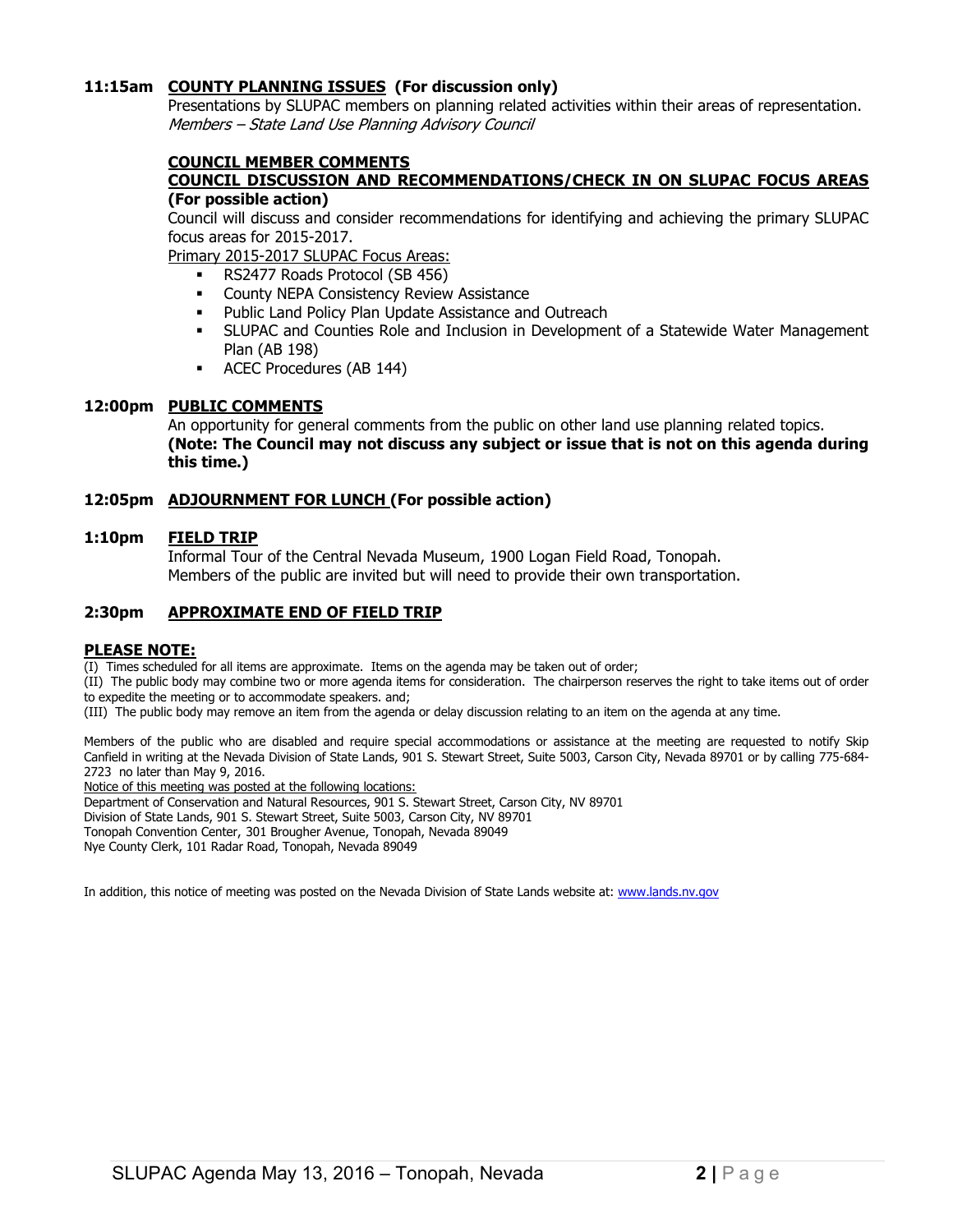**11:15am** **COUNTY PLANNING ISSUES** **(For discussion only)**
Presentations by SLUPAC members on planning related activities within their areas of representation.
*Members – State Land Use Planning Advisory Council*

**COUNCIL MEMBER COMMENTS**
**COUNCIL DISCUSSION AND RECOMMENDATIONS/CHECK IN ON SLUPAC FOCUS AREAS (For possible action)**
Council will discuss and consider recommendations for identifying and achieving the primary SLUPAC focus areas for 2015-2017.
Primary 2015-2017 SLUPAC Focus Areas:

- RS2477 Roads Protocol (SB 456)
- County NEPA Consistency Review Assistance
- Public Land Policy Plan Update Assistance and Outreach
- SLUPAC and Counties Role and Inclusion in Development of a Statewide Water Management Plan (AB 198)
- ACEC Procedures (AB 144)

**12:00pm** **PUBLIC COMMENTS**
An opportunity for general comments from the public on other land use planning related topics.
**(Note: The Council may not discuss any subject or issue that is not on this agenda during this time.)**

**12:05pm** **ADJOURNMENT FOR LUNCH (For possible action)**

**1:10pm** **FIELD TRIP**
Informal Tour of the Central Nevada Museum, 1900 Logan Field Road, Tonopah.
Members of the public are invited but will need to provide their own transportation.

**2:30pm** **APPROXIMATE END OF FIELD TRIP**

**PLEASE NOTE:**
(I) Times scheduled for all items are approximate. Items on the agenda may be taken out of order;
(II) The public body may combine two or more agenda items for consideration. The chairperson reserves the right to take items out of order to expedite the meeting or to accommodate speakers. and;
(III) The public body may remove an item from the agenda or delay discussion relating to an item on the agenda at any time.

Members of the public who are disabled and require special accommodations or assistance at the meeting are requested to notify Skip Canfield in writing at the Nevada Division of State Lands, 901 S. Stewart Street, Suite 5003, Carson City, Nevada 89701 or by calling 775-684-2723 no later than May 9, 2016.

Notice of this meeting was posted at the following locations:
Department of Conservation and Natural Resources, 901 S. Stewart Street, Carson City, NV 89701
Division of State Lands, 901 S. Stewart Street, Suite 5003, Carson City, NV 89701
Tonopah Convention Center, 301 Brougher Avenue, Tonopah, Nevada 89049
Nye County Clerk, 101 Radar Road, Tonopah, Nevada 89049

In addition, this notice of meeting was posted on the Nevada Division of State Lands website at: www.lands.nv.gov